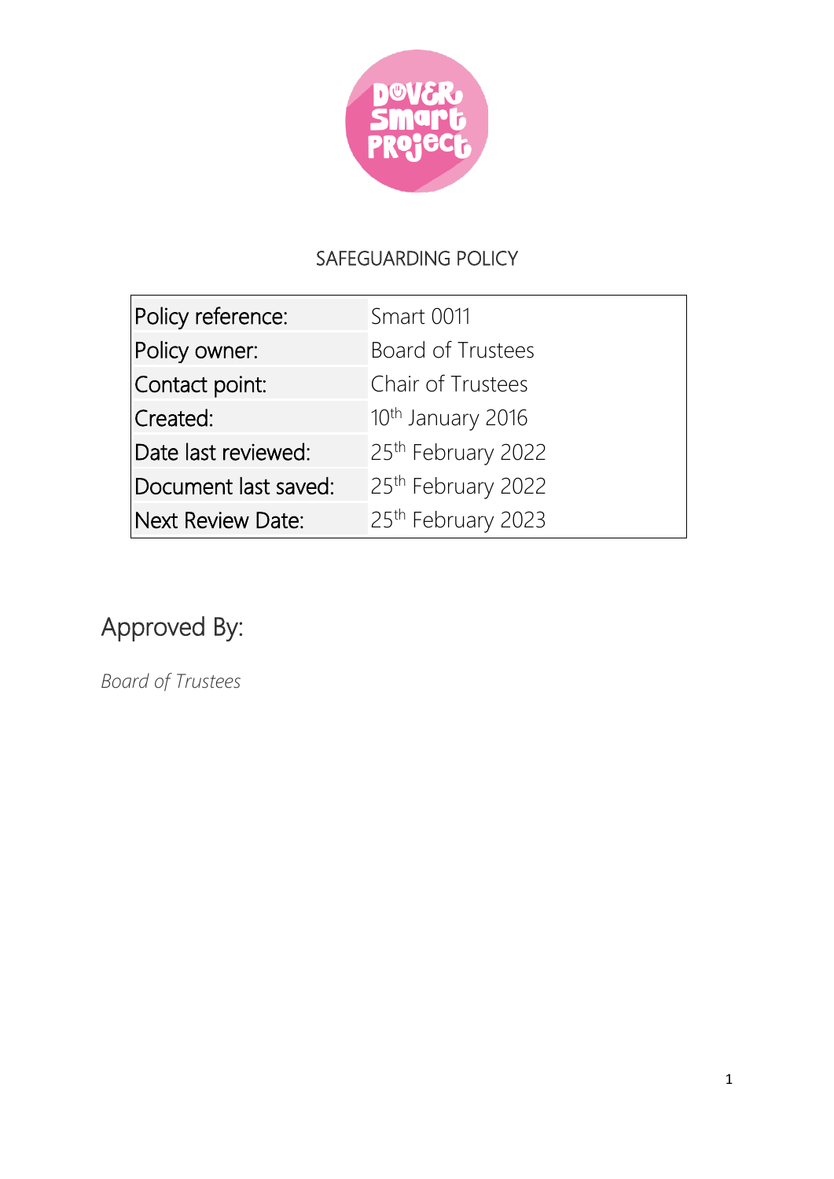# SAFEGUARDING POLICY

| Policy reference: | Smart 0011 |
|---|---|
| Policy owner: | Board of Trustees |
| Contact point: | Chair of Trustees |
| Created: | 10th January 2016 |
| Date last reviewed: | 25th February 2022 |
| Document last saved: | 25th February 2022 |
| Next Review Date: | 25th February 2023 |

## Approved By:

*Board of Trustees*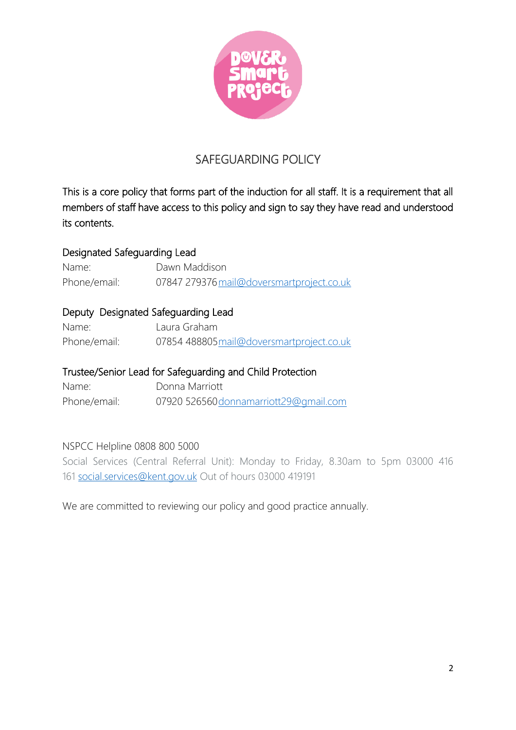# SAFEGUARDING POLICY

This is a core policy that forms part of the induction for all staff. It is a requirement that all members of staff have access to this policy and sign to say they have read and understood its contents.

Designated Safeguarding Lead
Name: Dawn Maddison
Phone/email: 07847 279376 mail@doversmartproject.co.uk

Deputy Designated Safeguarding Lead
Name: Laura Graham
Phone/email: 07854 488805 mail@doversmartproject.co.uk

Trustee/Senior Lead for Safeguarding and Child Protection
Name: Donna Marriott
Phone/email: 07920 526560 donnamarriott29@gmail.com

NSPCC Helpline 0808 800 5000
Social Services (Central Referral Unit): Monday to Friday, 8.30am to 5pm 03000 416 161 social.services@kent.gov.uk Out of hours 03000 419191

We are committed to reviewing our policy and good practice annually.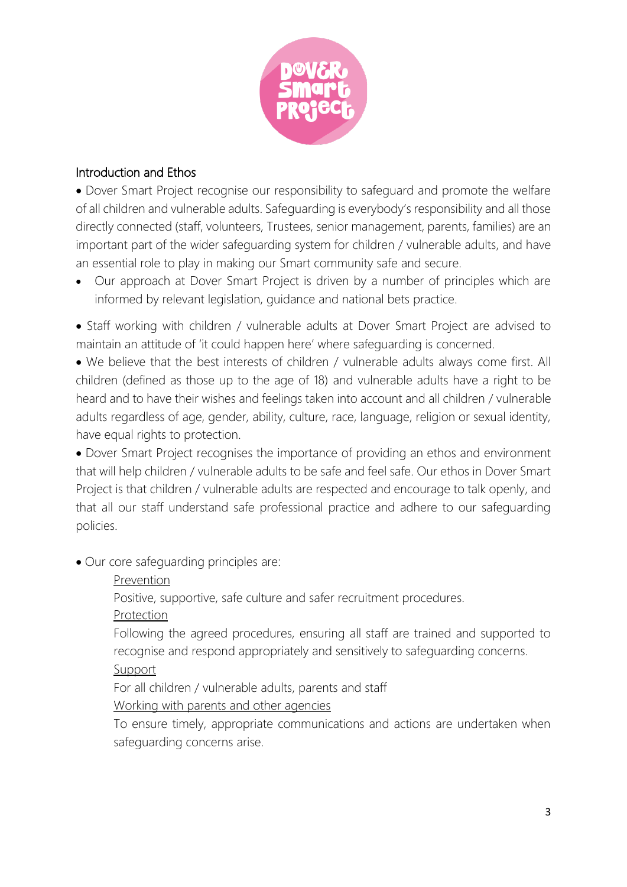## Introduction and Ethos

- Dover Smart Project recognise our responsibility to safeguard and promote the welfare of all children and vulnerable adults. Safeguarding is everybody's responsibility and all those directly connected (staff, volunteers, Trustees, senior management, parents, families) are an important part of the wider safeguarding system for children / vulnerable adults, and have an essential role to play in making our Smart community safe and secure.
- Our approach at Dover Smart Project is driven by a number of principles which are informed by relevant legislation, guidance and national bets practice.
- Staff working with children / vulnerable adults at Dover Smart Project are advised to maintain an attitude of 'it could happen here' where safeguarding is concerned.
- We believe that the best interests of children / vulnerable adults always come first. All children (defined as those up to the age of 18) and vulnerable adults have a right to be heard and to have their wishes and feelings taken into account and all children / vulnerable adults regardless of age, gender, ability, culture, race, language, religion or sexual identity, have equal rights to protection.
- Dover Smart Project recognises the importance of providing an ethos and environment that will help children / vulnerable adults to be safe and feel safe. Our ethos in Dover Smart Project is that children / vulnerable adults are respected and encourage to talk openly, and that all our staff understand safe professional practice and adhere to our safeguarding policies.
- Our core safeguarding principles are:

    <u>Prevention</u>

    Positive, supportive, safe culture and safer recruitment procedures.

    <u>Protection</u>

    Following the agreed procedures, ensuring all staff are trained and supported to recognise and respond appropriately and sensitively to safeguarding concerns.

    <u>Support</u>

    For all children / vulnerable adults, parents and staff

    <u>Working with parents and other agencies</u>

    To ensure timely, appropriate communications and actions are undertaken when safeguarding concerns arise.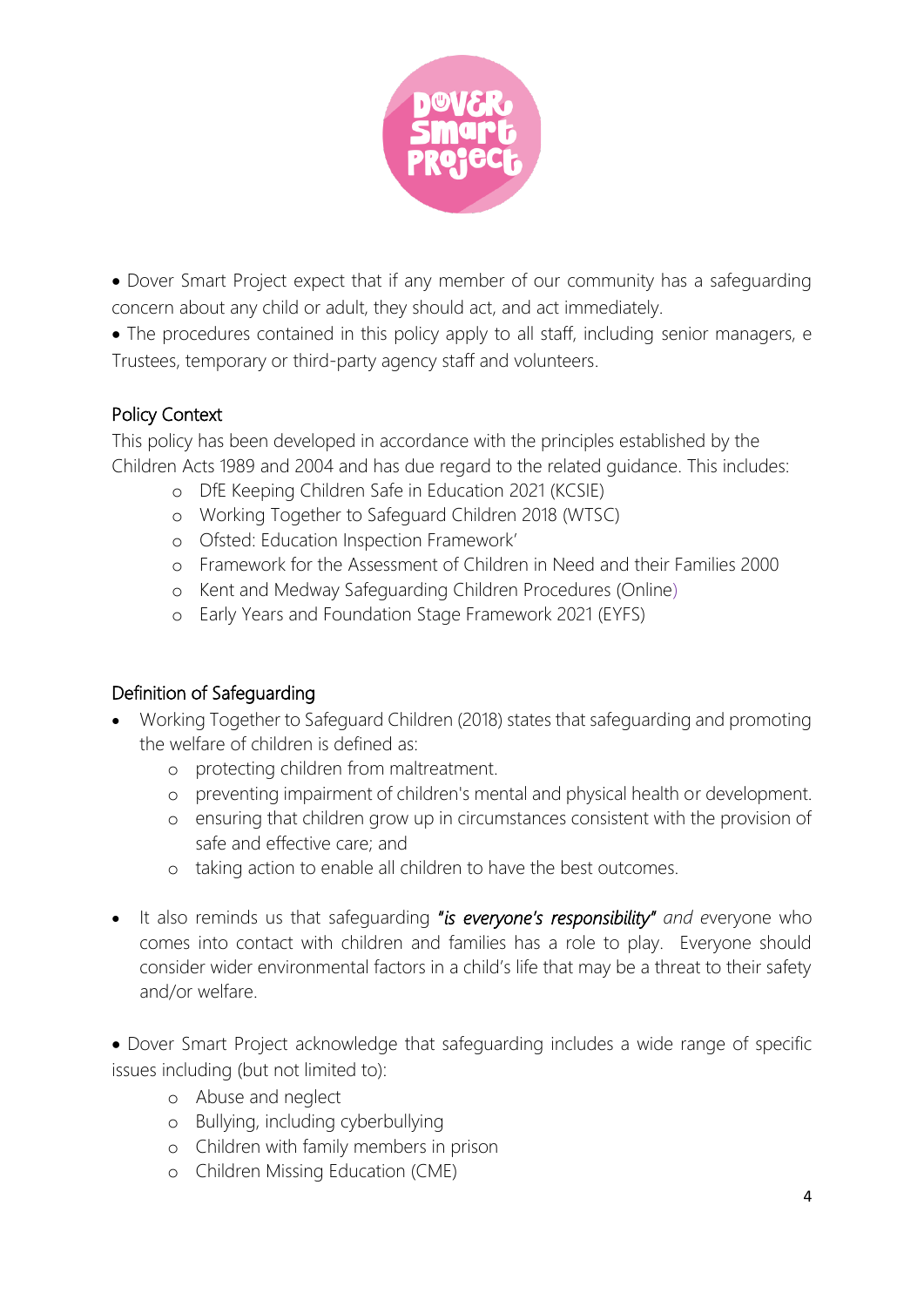- Dover Smart Project expect that if any member of our community has a safeguarding concern about any child or adult, they should act, and act immediately.
- The procedures contained in this policy apply to all staff, including senior managers, e Trustees, temporary or third-party agency staff and volunteers.

## Policy Context

This policy has been developed in accordance with the principles established by the Children Acts 1989 and 2004 and has due regard to the related guidance. This includes:

- DfE Keeping Children Safe in Education 2021 (KCSIE)
- Working Together to Safeguard Children 2018 (WTSC)
- Ofsted: Education Inspection Framework'
- Framework for the Assessment of Children in Need and their Families 2000
- Kent and Medway Safeguarding Children Procedures (Online)
- Early Years and Foundation Stage Framework 2021 (EYFS)

## Definition of Safeguarding

- Working Together to Safeguard Children (2018) states that safeguarding and promoting the welfare of children is defined as:
  - protecting children from maltreatment.
  - preventing impairment of children's mental and physical health or development.
  - ensuring that children grow up in circumstances consistent with the provision of safe and effective care; and
  - taking action to enable all children to have the best outcomes.

- It also reminds us that safeguarding ***"is everyone's responsibility"*** *and* everyone who comes into contact with children and families has a role to play. Everyone should consider wider environmental factors in a child's life that may be a threat to their safety and/or welfare.

- Dover Smart Project acknowledge that safeguarding includes a wide range of specific issues including (but not limited to):
  - Abuse and neglect
  - Bullying, including cyberbullying
  - Children with family members in prison
  - Children Missing Education (CME)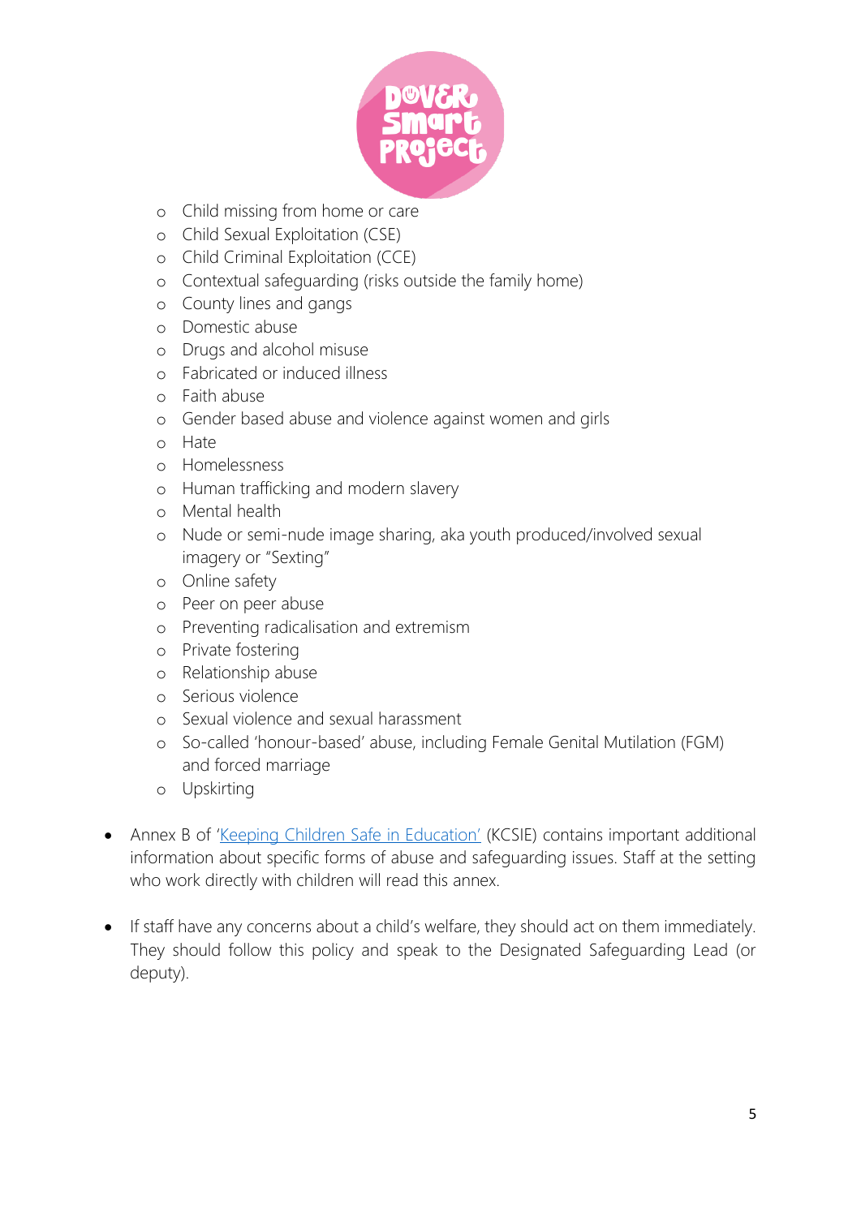- Child missing from home or care
  - Child Sexual Exploitation (CSE)
  - Child Criminal Exploitation (CCE)
  - Contextual safeguarding (risks outside the family home)
  - County lines and gangs
  - Domestic abuse
  - Drugs and alcohol misuse
  - Fabricated or induced illness
  - Faith abuse
  - Gender based abuse and violence against women and girls
  - Hate
  - Homelessness
  - Human trafficking and modern slavery
  - Mental health
  - Nude or semi-nude image sharing, aka youth produced/involved sexual imagery or "Sexting"
  - Online safety
  - Peer on peer abuse
  - Preventing radicalisation and extremism
  - Private fostering
  - Relationship abuse
  - Serious violence
  - Sexual violence and sexual harassment
  - So-called 'honour-based' abuse, including Female Genital Mutilation (FGM) and forced marriage
  - Upskirting

- Annex B of 'Keeping Children Safe in Education' (KCSIE) contains important additional information about specific forms of abuse and safeguarding issues. Staff at the setting who work directly with children will read this annex.

- If staff have any concerns about a child's welfare, they should act on them immediately. They should follow this policy and speak to the Designated Safeguarding Lead (or deputy).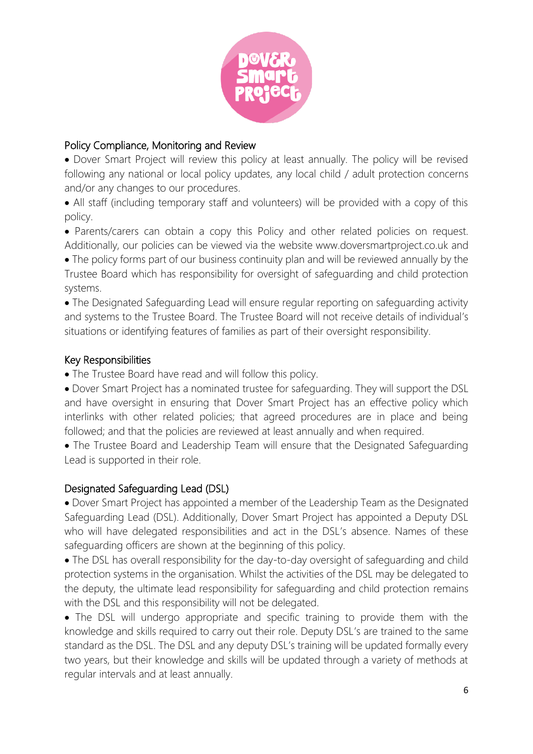## Policy Compliance, Monitoring and Review

- Dover Smart Project will review this policy at least annually. The policy will be revised following any national or local policy updates, any local child / adult protection concerns and/or any changes to our procedures.
- All staff (including temporary staff and volunteers) will be provided with a copy of this policy.
- Parents/carers can obtain a copy this Policy and other related policies on request. Additionally, our policies can be viewed via the website www.doversmartproject.co.uk and
- The policy forms part of our business continuity plan and will be reviewed annually by the Trustee Board which has responsibility for oversight of safeguarding and child protection systems.
- The Designated Safeguarding Lead will ensure regular reporting on safeguarding activity and systems to the Trustee Board. The Trustee Board will not receive details of individual's situations or identifying features of families as part of their oversight responsibility.

## Key Responsibilities

- The Trustee Board have read and will follow this policy.
- Dover Smart Project has a nominated trustee for safeguarding. They will support the DSL and have oversight in ensuring that Dover Smart Project has an effective policy which interlinks with other related policies; that agreed procedures are in place and being followed; and that the policies are reviewed at least annually and when required.
- The Trustee Board and Leadership Team will ensure that the Designated Safeguarding Lead is supported in their role.

## Designated Safeguarding Lead (DSL)

- Dover Smart Project has appointed a member of the Leadership Team as the Designated Safeguarding Lead (DSL). Additionally, Dover Smart Project has appointed a Deputy DSL who will have delegated responsibilities and act in the DSL's absence. Names of these safeguarding officers are shown at the beginning of this policy.
- The DSL has overall responsibility for the day-to-day oversight of safeguarding and child protection systems in the organisation. Whilst the activities of the DSL may be delegated to the deputy, the ultimate lead responsibility for safeguarding and child protection remains with the DSL and this responsibility will not be delegated.
- The DSL will undergo appropriate and specific training to provide them with the knowledge and skills required to carry out their role. Deputy DSL's are trained to the same standard as the DSL. The DSL and any deputy DSL's training will be updated formally every two years, but their knowledge and skills will be updated through a variety of methods at regular intervals and at least annually.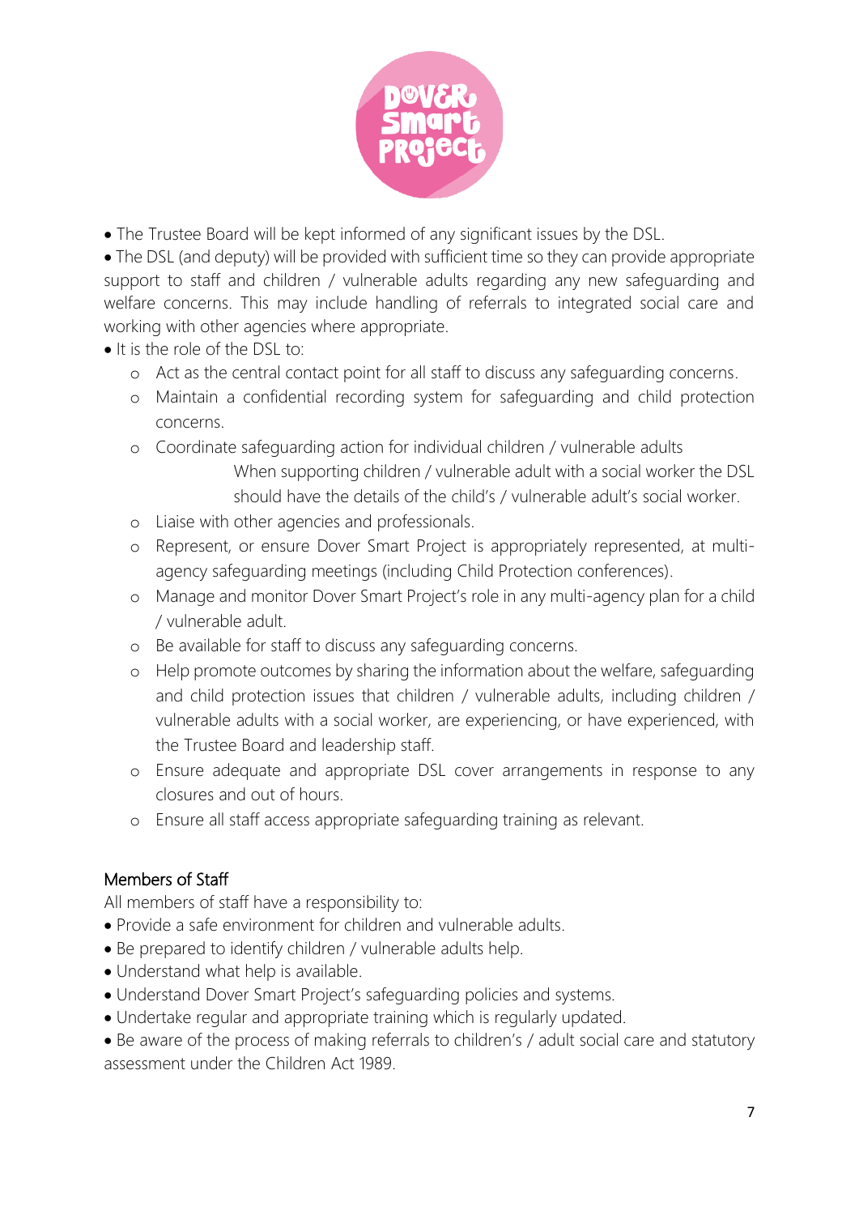- The Trustee Board will be kept informed of any significant issues by the DSL.
- The DSL (and deputy) will be provided with sufficient time so they can provide appropriate support to staff and children / vulnerable adults regarding any new safeguarding and welfare concerns. This may include handling of referrals to integrated social care and working with other agencies where appropriate.
- It is the role of the DSL to:
  - Act as the central contact point for all staff to discuss any safeguarding concerns.
  - Maintain a confidential recording system for safeguarding and child protection concerns.
  - Coordinate safeguarding action for individual children / vulnerable adults

    When supporting children / vulnerable adult with a social worker the DSL should have the details of the child's / vulnerable adult's social worker.
  - Liaise with other agencies and professionals.
  - Represent, or ensure Dover Smart Project is appropriately represented, at multi-agency safeguarding meetings (including Child Protection conferences).
  - Manage and monitor Dover Smart Project's role in any multi-agency plan for a child / vulnerable adult.
  - Be available for staff to discuss any safeguarding concerns.
  - Help promote outcomes by sharing the information about the welfare, safeguarding and child protection issues that children / vulnerable adults, including children / vulnerable adults with a social worker, are experiencing, or have experienced, with the Trustee Board and leadership staff.
  - Ensure adequate and appropriate DSL cover arrangements in response to any closures and out of hours.
  - Ensure all staff access appropriate safeguarding training as relevant.

## Members of Staff

All members of staff have a responsibility to:

- Provide a safe environment for children and vulnerable adults.
- Be prepared to identify children / vulnerable adults help.
- Understand what help is available.
- Understand Dover Smart Project's safeguarding policies and systems.
- Undertake regular and appropriate training which is regularly updated.
- Be aware of the process of making referrals to children's / adult social care and statutory assessment under the Children Act 1989.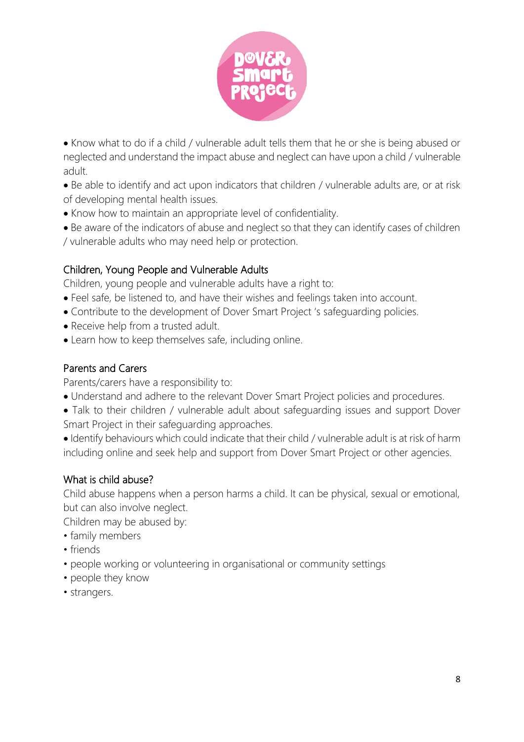- Know what to do if a child / vulnerable adult tells them that he or she is being abused or neglected and understand the impact abuse and neglect can have upon a child / vulnerable adult.
- Be able to identify and act upon indicators that children / vulnerable adults are, or at risk of developing mental health issues.
- Know how to maintain an appropriate level of confidentiality.
- Be aware of the indicators of abuse and neglect so that they can identify cases of children / vulnerable adults who may need help or protection.

## Children, Young People and Vulnerable Adults

Children, young people and vulnerable adults have a right to:

- Feel safe, be listened to, and have their wishes and feelings taken into account.
- Contribute to the development of Dover Smart Project 's safeguarding policies.
- Receive help from a trusted adult.
- Learn how to keep themselves safe, including online.

## Parents and Carers

Parents/carers have a responsibility to:

- Understand and adhere to the relevant Dover Smart Project policies and procedures.
- Talk to their children / vulnerable adult about safeguarding issues and support Dover Smart Project in their safeguarding approaches.
- Identify behaviours which could indicate that their child / vulnerable adult is at risk of harm including online and seek help and support from Dover Smart Project or other agencies.

## What is child abuse?

Child abuse happens when a person harms a child. It can be physical, sexual or emotional, but can also involve neglect.

Children may be abused by:

- family members
- friends
- people working or volunteering in organisational or community settings
- people they know
- strangers.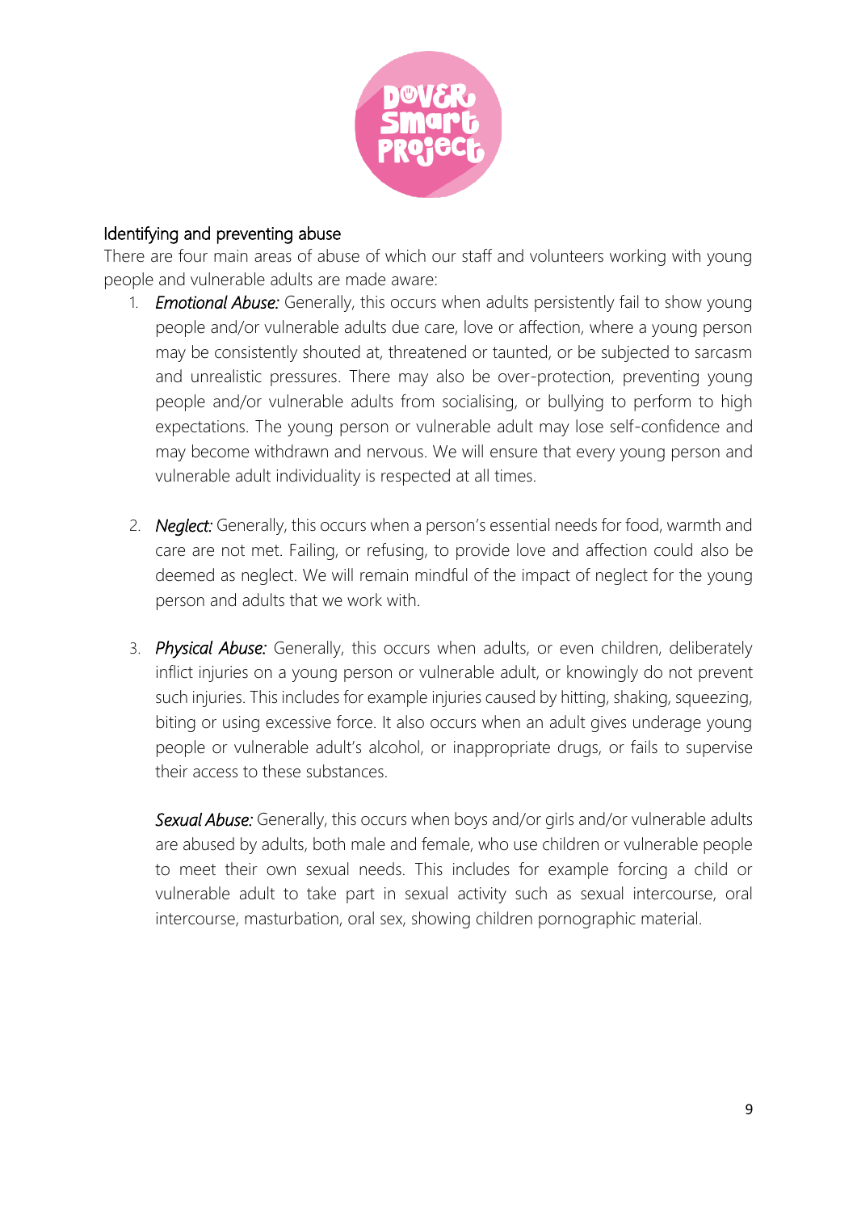## Identifying and preventing abuse

There are four main areas of abuse of which our staff and volunteers working with young people and vulnerable adults are made aware:

1. ***Emotional Abuse:*** Generally, this occurs when adults persistently fail to show young people and/or vulnerable adults due care, love or affection, where a young person may be consistently shouted at, threatened or taunted, or be subjected to sarcasm and unrealistic pressures. There may also be over-protection, preventing young people and/or vulnerable adults from socialising, or bullying to perform to high expectations. The young person or vulnerable adult may lose self-confidence and may become withdrawn and nervous. We will ensure that every young person and vulnerable adult individuality is respected at all times.

2. ***Neglect:*** Generally, this occurs when a person's essential needs for food, warmth and care are not met. Failing, or refusing, to provide love and affection could also be deemed as neglect. We will remain mindful of the impact of neglect for the young person and adults that we work with.

3. ***Physical Abuse:*** Generally, this occurs when adults, or even children, deliberately inflict injuries on a young person or vulnerable adult, or knowingly do not prevent such injuries. This includes for example injuries caused by hitting, shaking, squeezing, biting or using excessive force. It also occurs when an adult gives underage young people or vulnerable adult's alcohol, or inappropriate drugs, or fails to supervise their access to these substances.

   ***Sexual Abuse:*** Generally, this occurs when boys and/or girls and/or vulnerable adults are abused by adults, both male and female, who use children or vulnerable people to meet their own sexual needs. This includes for example forcing a child or vulnerable adult to take part in sexual activity such as sexual intercourse, oral intercourse, masturbation, oral sex, showing children pornographic material.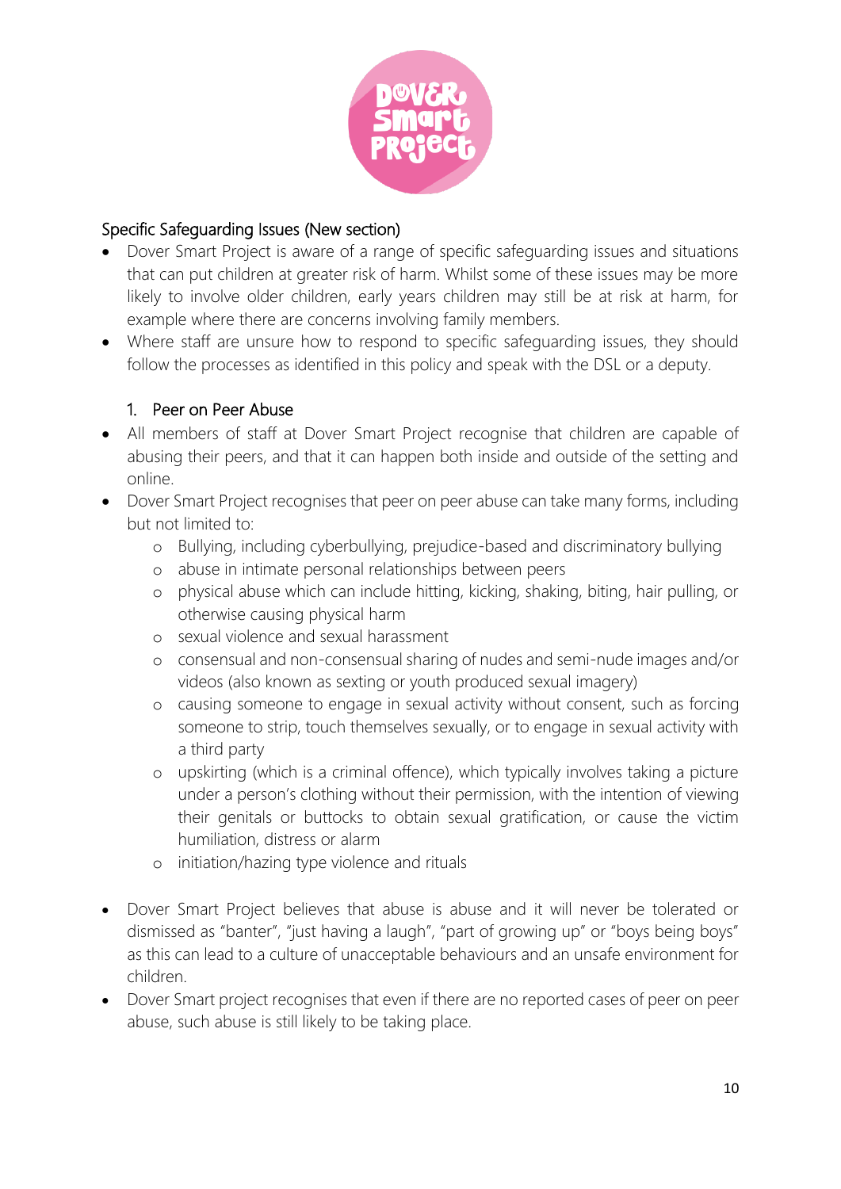## Specific Safeguarding Issues (New section)

- Dover Smart Project is aware of a range of specific safeguarding issues and situations that can put children at greater risk of harm. Whilst some of these issues may be more likely to involve older children, early years children may still be at risk at harm, for example where there are concerns involving family members.
- Where staff are unsure how to respond to specific safeguarding issues, they should follow the processes as identified in this policy and speak with the DSL or a deputy.

### 1. Peer on Peer Abuse

- All members of staff at Dover Smart Project recognise that children are capable of abusing their peers, and that it can happen both inside and outside of the setting and online.
- Dover Smart Project recognises that peer on peer abuse can take many forms, including but not limited to:
    - Bullying, including cyberbullying, prejudice-based and discriminatory bullying
    - abuse in intimate personal relationships between peers
    - physical abuse which can include hitting, kicking, shaking, biting, hair pulling, or otherwise causing physical harm
    - sexual violence and sexual harassment
    - consensual and non-consensual sharing of nudes and semi-nude images and/or videos (also known as sexting or youth produced sexual imagery)
    - causing someone to engage in sexual activity without consent, such as forcing someone to strip, touch themselves sexually, or to engage in sexual activity with a third party
    - upskirting (which is a criminal offence), which typically involves taking a picture under a person's clothing without their permission, with the intention of viewing their genitals or buttocks to obtain sexual gratification, or cause the victim humiliation, distress or alarm
    - initiation/hazing type violence and rituals

- Dover Smart Project believes that abuse is abuse and it will never be tolerated or dismissed as "banter", "just having a laugh", "part of growing up" or "boys being boys" as this can lead to a culture of unacceptable behaviours and an unsafe environment for children.
- Dover Smart project recognises that even if there are no reported cases of peer on peer abuse, such abuse is still likely to be taking place.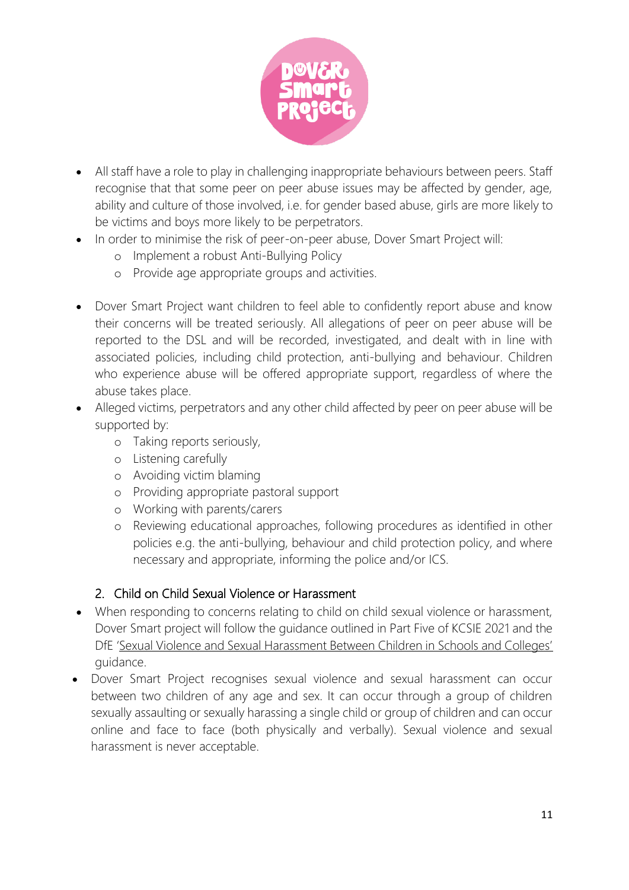- All staff have a role to play in challenging inappropriate behaviours between peers. Staff recognise that that some peer on peer abuse issues may be affected by gender, age, ability and culture of those involved, i.e. for gender based abuse, girls are more likely to be victims and boys more likely to be perpetrators.
- In order to minimise the risk of peer-on-peer abuse, Dover Smart Project will:
    - Implement a robust Anti-Bullying Policy
    - Provide age appropriate groups and activities.

- Dover Smart Project want children to feel able to confidently report abuse and know their concerns will be treated seriously. All allegations of peer on peer abuse will be reported to the DSL and will be recorded, investigated, and dealt with in line with associated policies, including child protection, anti-bullying and behaviour. Children who experience abuse will be offered appropriate support, regardless of where the abuse takes place.
- Alleged victims, perpetrators and any other child affected by peer on peer abuse will be supported by:
    - Taking reports seriously,
    - Listening carefully
    - Avoiding victim blaming
    - Providing appropriate pastoral support
    - Working with parents/carers
    - Reviewing educational approaches, following procedures as identified in other policies e.g. the anti-bullying, behaviour and child protection policy, and where necessary and appropriate, informing the police and/or ICS.

## 2. Child on Child Sexual Violence or Harassment

- When responding to concerns relating to child on child sexual violence or harassment, Dover Smart project will follow the guidance outlined in Part Five of KCSIE 2021 and the DfE 'Sexual Violence and Sexual Harassment Between Children in Schools and Colleges' guidance.
- Dover Smart Project recognises sexual violence and sexual harassment can occur between two children of any age and sex. It can occur through a group of children sexually assaulting or sexually harassing a single child or group of children and can occur online and face to face (both physically and verbally). Sexual violence and sexual harassment is never acceptable.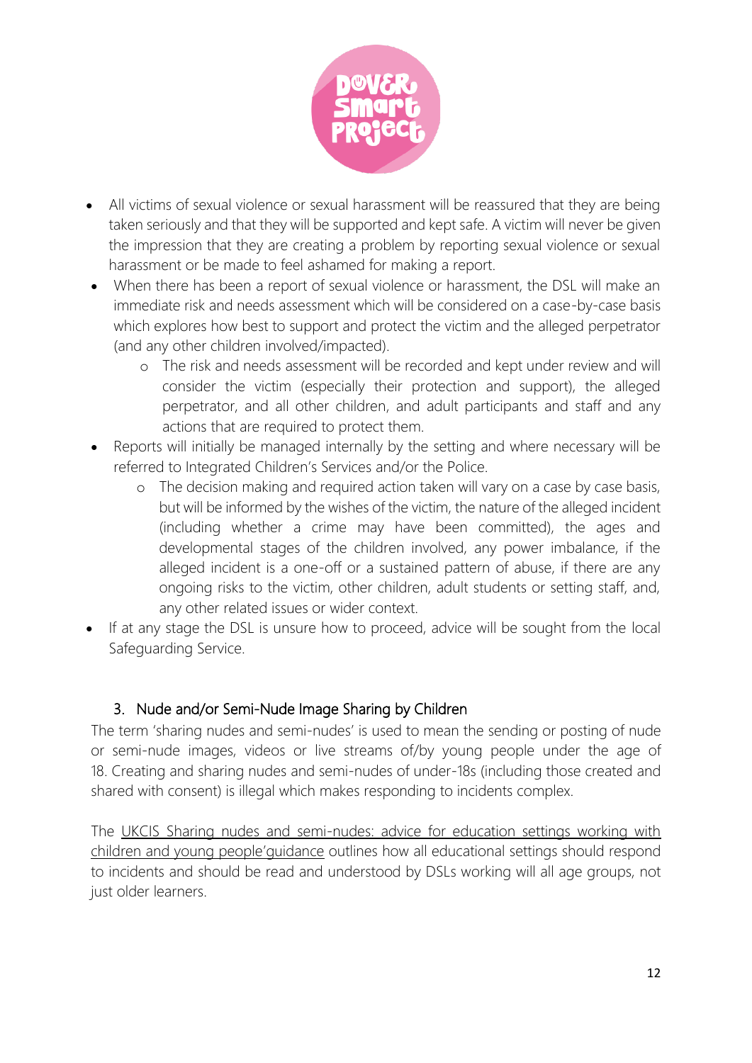- All victims of sexual violence or sexual harassment will be reassured that they are being taken seriously and that they will be supported and kept safe. A victim will never be given the impression that they are creating a problem by reporting sexual violence or sexual harassment or be made to feel ashamed for making a report.
- When there has been a report of sexual violence or harassment, the DSL will make an immediate risk and needs assessment which will be considered on a case-by-case basis which explores how best to support and protect the victim and the alleged perpetrator (and any other children involved/impacted).
    - The risk and needs assessment will be recorded and kept under review and will consider the victim (especially their protection and support), the alleged perpetrator, and all other children, and adult participants and staff and any actions that are required to protect them.
- Reports will initially be managed internally by the setting and where necessary will be referred to Integrated Children's Services and/or the Police.
    - The decision making and required action taken will vary on a case by case basis, but will be informed by the wishes of the victim, the nature of the alleged incident (including whether a crime may have been committed), the ages and developmental stages of the children involved, any power imbalance, if the alleged incident is a one-off or a sustained pattern of abuse, if there are any ongoing risks to the victim, other children, adult students or setting staff, and, any other related issues or wider context.
- If at any stage the DSL is unsure how to proceed, advice will be sought from the local Safeguarding Service.

### 3. Nude and/or Semi-Nude Image Sharing by Children

The term 'sharing nudes and semi-nudes' is used to mean the sending or posting of nude or semi-nude images, videos or live streams of/by young people under the age of 18. Creating and sharing nudes and semi-nudes of under-18s (including those created and shared with consent) is illegal which makes responding to incidents complex.

The UKCIS Sharing nudes and semi-nudes: advice for education settings working with children and young people'guidance outlines how all educational settings should respond to incidents and should be read and understood by DSLs working will all age groups, not just older learners.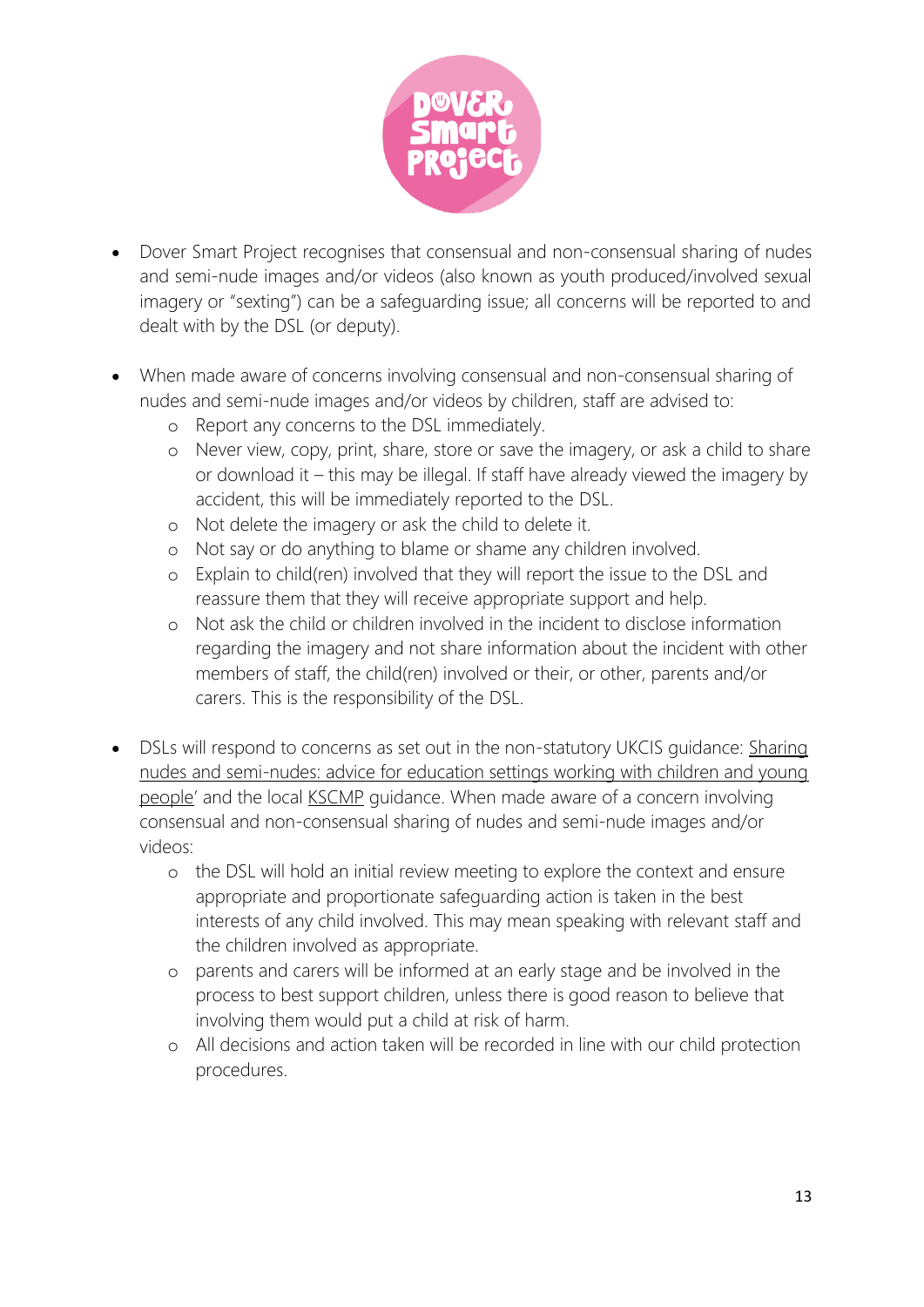- Dover Smart Project recognises that consensual and non-consensual sharing of nudes and semi-nude images and/or videos (also known as youth produced/involved sexual imagery or "sexting") can be a safeguarding issue; all concerns will be reported to and dealt with by the DSL (or deputy).

- When made aware of concerns involving consensual and non-consensual sharing of nudes and semi-nude images and/or videos by children, staff are advised to:
  - Report any concerns to the DSL immediately.
  - Never view, copy, print, share, store or save the imagery, or ask a child to share or download it – this may be illegal. If staff have already viewed the imagery by accident, this will be immediately reported to the DSL.
  - Not delete the imagery or ask the child to delete it.
  - Not say or do anything to blame or shame any children involved.
  - Explain to child(ren) involved that they will report the issue to the DSL and reassure them that they will receive appropriate support and help.
  - Not ask the child or children involved in the incident to disclose information regarding the imagery and not share information about the incident with other members of staff, the child(ren) involved or their, or other, parents and/or carers. This is the responsibility of the DSL.

- DSLs will respond to concerns as set out in the non-statutory UKCIS guidance: Sharing nudes and semi-nudes: advice for education settings working with children and young people' and the local KSCMP guidance. When made aware of a concern involving consensual and non-consensual sharing of nudes and semi-nude images and/or videos:
  - the DSL will hold an initial review meeting to explore the context and ensure appropriate and proportionate safeguarding action is taken in the best interests of any child involved. This may mean speaking with relevant staff and the children involved as appropriate.
  - parents and carers will be informed at an early stage and be involved in the process to best support children, unless there is good reason to believe that involving them would put a child at risk of harm.
  - All decisions and action taken will be recorded in line with our child protection procedures.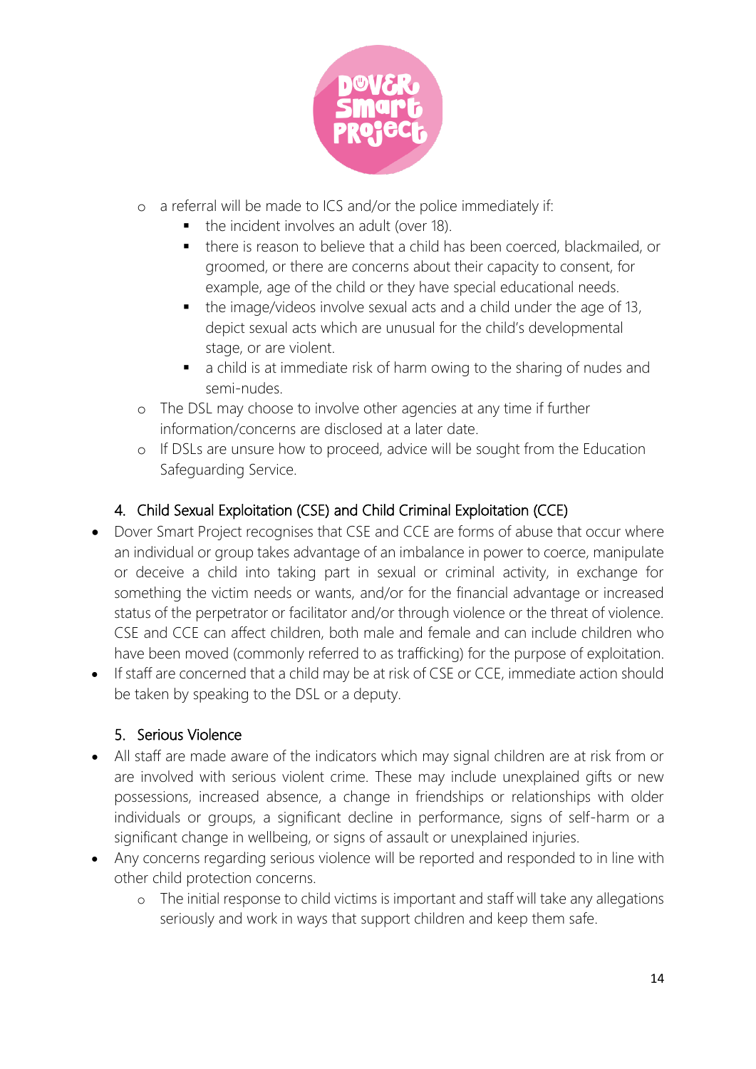- a referral will be made to ICS and/or the police immediately if:
  - the incident involves an adult (over 18).
  - there is reason to believe that a child has been coerced, blackmailed, or groomed, or there are concerns about their capacity to consent, for example, age of the child or they have special educational needs.
  - the image/videos involve sexual acts and a child under the age of 13, depict sexual acts which are unusual for the child's developmental stage, or are violent.
  - a child is at immediate risk of harm owing to the sharing of nudes and semi-nudes.
- The DSL may choose to involve other agencies at any time if further information/concerns are disclosed at a later date.
- If DSLs are unsure how to proceed, advice will be sought from the Education Safeguarding Service.

### 4. Child Sexual Exploitation (CSE) and Child Criminal Exploitation (CCE)

- Dover Smart Project recognises that CSE and CCE are forms of abuse that occur where an individual or group takes advantage of an imbalance in power to coerce, manipulate or deceive a child into taking part in sexual or criminal activity, in exchange for something the victim needs or wants, and/or for the financial advantage or increased status of the perpetrator or facilitator and/or through violence or the threat of violence. CSE and CCE can affect children, both male and female and can include children who have been moved (commonly referred to as trafficking) for the purpose of exploitation.
- If staff are concerned that a child may be at risk of CSE or CCE, immediate action should be taken by speaking to the DSL or a deputy.

### 5. Serious Violence

- All staff are made aware of the indicators which may signal children are at risk from or are involved with serious violent crime. These may include unexplained gifts or new possessions, increased absence, a change in friendships or relationships with older individuals or groups, a significant decline in performance, signs of self-harm or a significant change in wellbeing, or signs of assault or unexplained injuries.
- Any concerns regarding serious violence will be reported and responded to in line with other child protection concerns.
  - The initial response to child victims is important and staff will take any allegations seriously and work in ways that support children and keep them safe.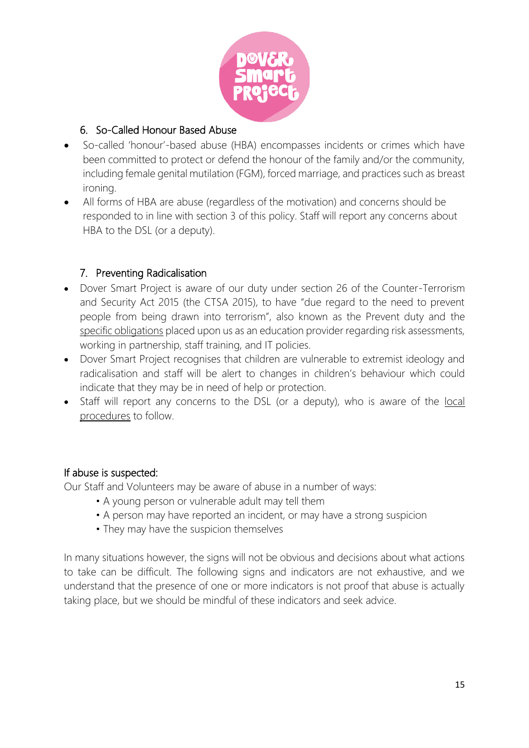### 6. So-Called Honour Based Abuse

- So-called 'honour'-based abuse (HBA) encompasses incidents or crimes which have been committed to protect or defend the honour of the family and/or the community, including female genital mutilation (FGM), forced marriage, and practices such as breast ironing.
- All forms of HBA are abuse (regardless of the motivation) and concerns should be responded to in line with section 3 of this policy. Staff will report any concerns about HBA to the DSL (or a deputy).

### 7. Preventing Radicalisation

- Dover Smart Project is aware of our duty under section 26 of the Counter-Terrorism and Security Act 2015 (the CTSA 2015), to have "due regard to the need to prevent people from being drawn into terrorism", also known as the Prevent duty and the specific obligations placed upon us as an education provider regarding risk assessments, working in partnership, staff training, and IT policies.
- Dover Smart Project recognises that children are vulnerable to extremist ideology and radicalisation and staff will be alert to changes in children's behaviour which could indicate that they may be in need of help or protection.
- Staff will report any concerns to the DSL (or a deputy), who is aware of the local procedures to follow.

### If abuse is suspected:

Our Staff and Volunteers may be aware of abuse in a number of ways:

- A young person or vulnerable adult may tell them
- A person may have reported an incident, or may have a strong suspicion
- They may have the suspicion themselves

In many situations however, the signs will not be obvious and decisions about what actions to take can be difficult. The following signs and indicators are not exhaustive, and we understand that the presence of one or more indicators is not proof that abuse is actually taking place, but we should be mindful of these indicators and seek advice.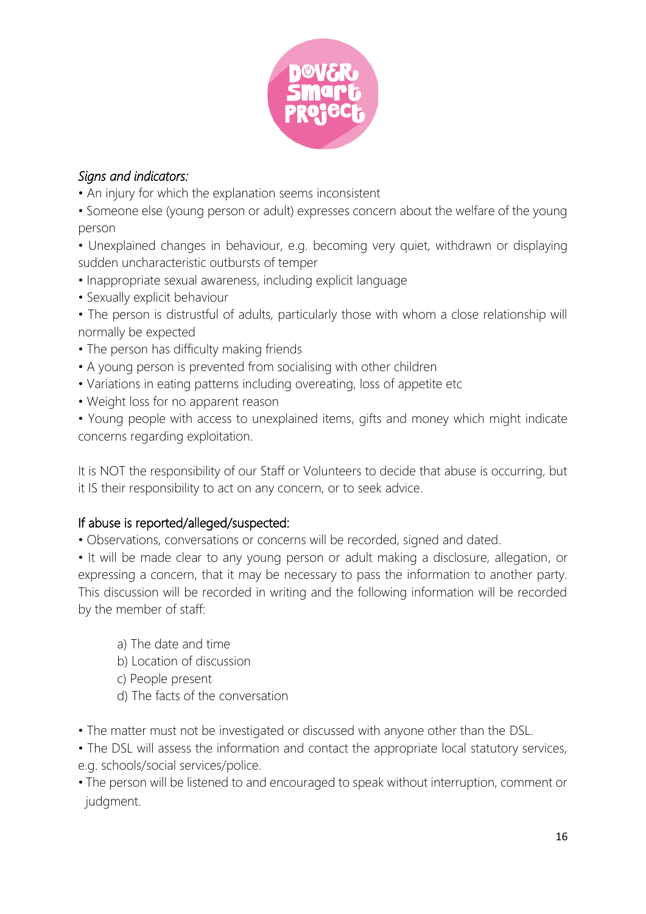*Signs and indicators:*

- An injury for which the explanation seems inconsistent
- Someone else (young person or adult) expresses concern about the welfare of the young person
- Unexplained changes in behaviour, e.g. becoming very quiet, withdrawn or displaying sudden uncharacteristic outbursts of temper
- Inappropriate sexual awareness, including explicit language
- Sexually explicit behaviour
- The person is distrustful of adults, particularly those with whom a close relationship will normally be expected
- The person has difficulty making friends
- A young person is prevented from socialising with other children
- Variations in eating patterns including overeating, loss of appetite etc
- Weight loss for no apparent reason
- Young people with access to unexplained items, gifts and money which might indicate concerns regarding exploitation.

It is NOT the responsibility of our Staff or Volunteers to decide that abuse is occurring, but it IS their responsibility to act on any concern, or to seek advice.

If abuse is reported/alleged/suspected:

- Observations, conversations or concerns will be recorded, signed and dated.
- It will be made clear to any young person or adult making a disclosure, allegation, or expressing a concern, that it may be necessary to pass the information to another party. This discussion will be recorded in writing and the following information will be recorded by the member of staff:

  a) The date and time
  b) Location of discussion
  c) People present
  d) The facts of the conversation

- The matter must not be investigated or discussed with anyone other than the DSL.
- The DSL will assess the information and contact the appropriate local statutory services, e.g. schools/social services/police.
- The person will be listened to and encouraged to speak without interruption, comment or judgment.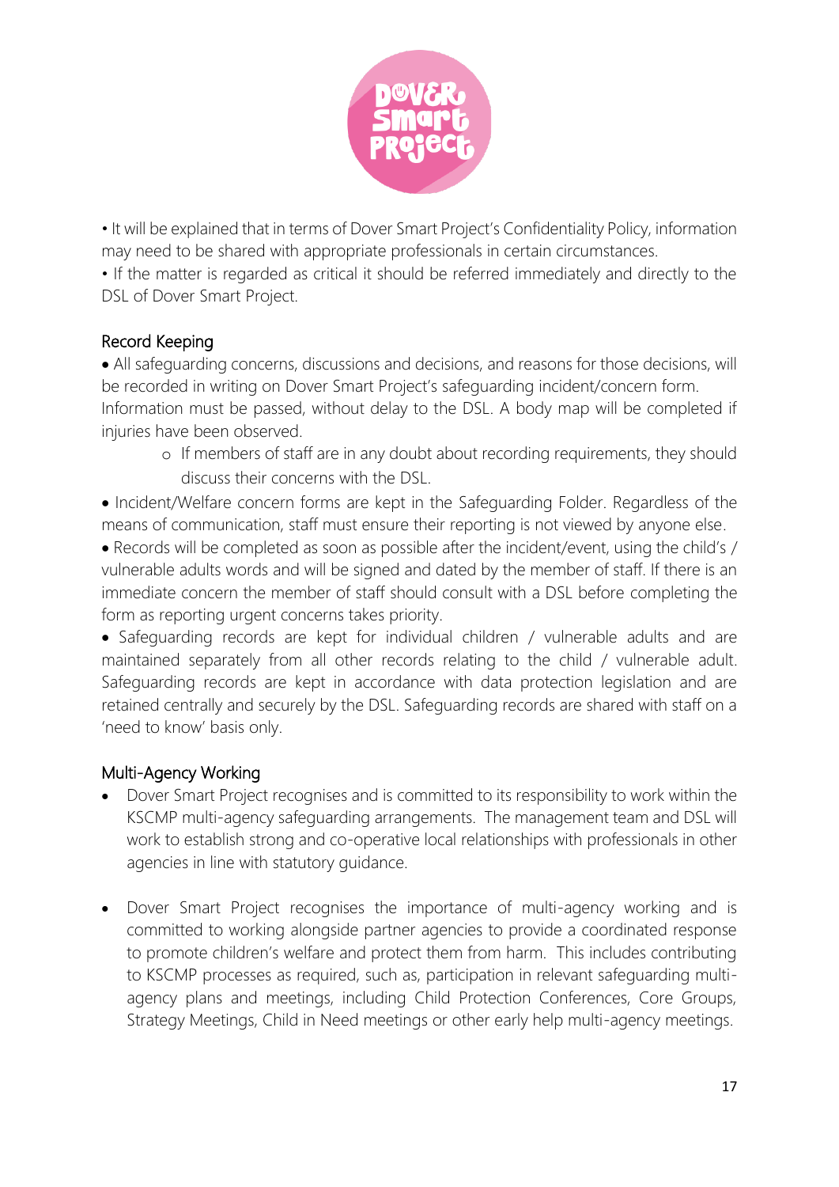- It will be explained that in terms of Dover Smart Project's Confidentiality Policy, information may need to be shared with appropriate professionals in certain circumstances.
- If the matter is regarded as critical it should be referred immediately and directly to the DSL of Dover Smart Project.

## Record Keeping

- All safeguarding concerns, discussions and decisions, and reasons for those decisions, will be recorded in writing on Dover Smart Project's safeguarding incident/concern form. Information must be passed, without delay to the DSL. A body map will be completed if injuries have been observed.
    - If members of staff are in any doubt about recording requirements, they should discuss their concerns with the DSL.
- Incident/Welfare concern forms are kept in the Safeguarding Folder. Regardless of the means of communication, staff must ensure their reporting is not viewed by anyone else.
- Records will be completed as soon as possible after the incident/event, using the child's / vulnerable adults words and will be signed and dated by the member of staff. If there is an immediate concern the member of staff should consult with a DSL before completing the form as reporting urgent concerns takes priority.
- Safeguarding records are kept for individual children / vulnerable adults and are maintained separately from all other records relating to the child / vulnerable adult. Safeguarding records are kept in accordance with data protection legislation and are retained centrally and securely by the DSL. Safeguarding records are shared with staff on a 'need to know' basis only.

## Multi-Agency Working

- Dover Smart Project recognises and is committed to its responsibility to work within the KSCMP multi-agency safeguarding arrangements. The management team and DSL will work to establish strong and co-operative local relationships with professionals in other agencies in line with statutory guidance.

- Dover Smart Project recognises the importance of multi-agency working and is committed to working alongside partner agencies to provide a coordinated response to promote children's welfare and protect them from harm. This includes contributing to KSCMP processes as required, such as, participation in relevant safeguarding multi-agency plans and meetings, including Child Protection Conferences, Core Groups, Strategy Meetings, Child in Need meetings or other early help multi-agency meetings.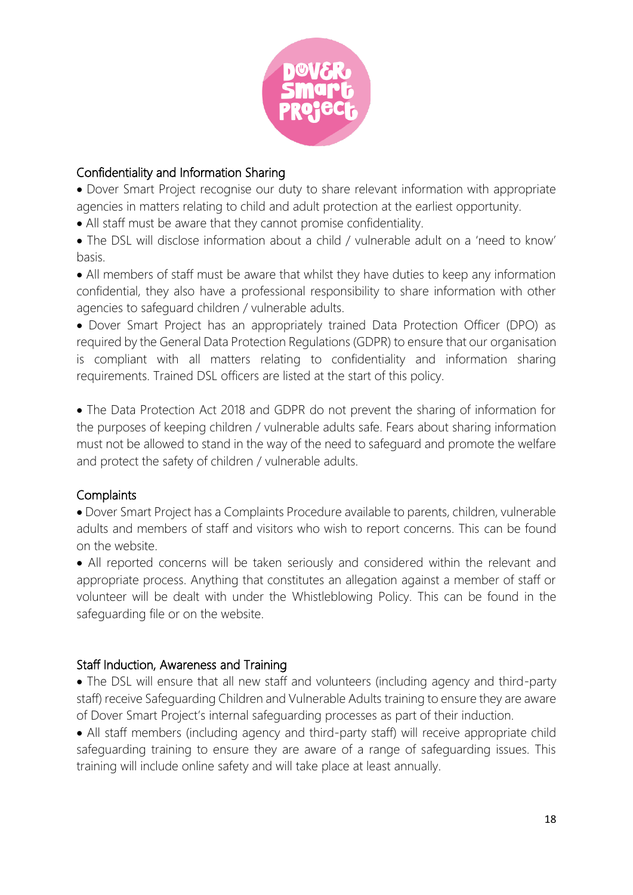## Confidentiality and Information Sharing

- Dover Smart Project recognise our duty to share relevant information with appropriate agencies in matters relating to child and adult protection at the earliest opportunity.
- All staff must be aware that they cannot promise confidentiality.
- The DSL will disclose information about a child / vulnerable adult on a 'need to know' basis.
- All members of staff must be aware that whilst they have duties to keep any information confidential, they also have a professional responsibility to share information with other agencies to safeguard children / vulnerable adults.
- Dover Smart Project has an appropriately trained Data Protection Officer (DPO) as required by the General Data Protection Regulations (GDPR) to ensure that our organisation is compliant with all matters relating to confidentiality and information sharing requirements. Trained DSL officers are listed at the start of this policy.

- The Data Protection Act 2018 and GDPR do not prevent the sharing of information for the purposes of keeping children / vulnerable adults safe. Fears about sharing information must not be allowed to stand in the way of the need to safeguard and promote the welfare and protect the safety of children / vulnerable adults.

## Complaints

- Dover Smart Project has a Complaints Procedure available to parents, children, vulnerable adults and members of staff and visitors who wish to report concerns. This can be found on the website.
- All reported concerns will be taken seriously and considered within the relevant and appropriate process. Anything that constitutes an allegation against a member of staff or volunteer will be dealt with under the Whistleblowing Policy. This can be found in the safeguarding file or on the website.

## Staff Induction, Awareness and Training

- The DSL will ensure that all new staff and volunteers (including agency and third-party staff) receive Safeguarding Children and Vulnerable Adults training to ensure they are aware of Dover Smart Project's internal safeguarding processes as part of their induction.
- All staff members (including agency and third-party staff) will receive appropriate child safeguarding training to ensure they are aware of a range of safeguarding issues. This training will include online safety and will take place at least annually.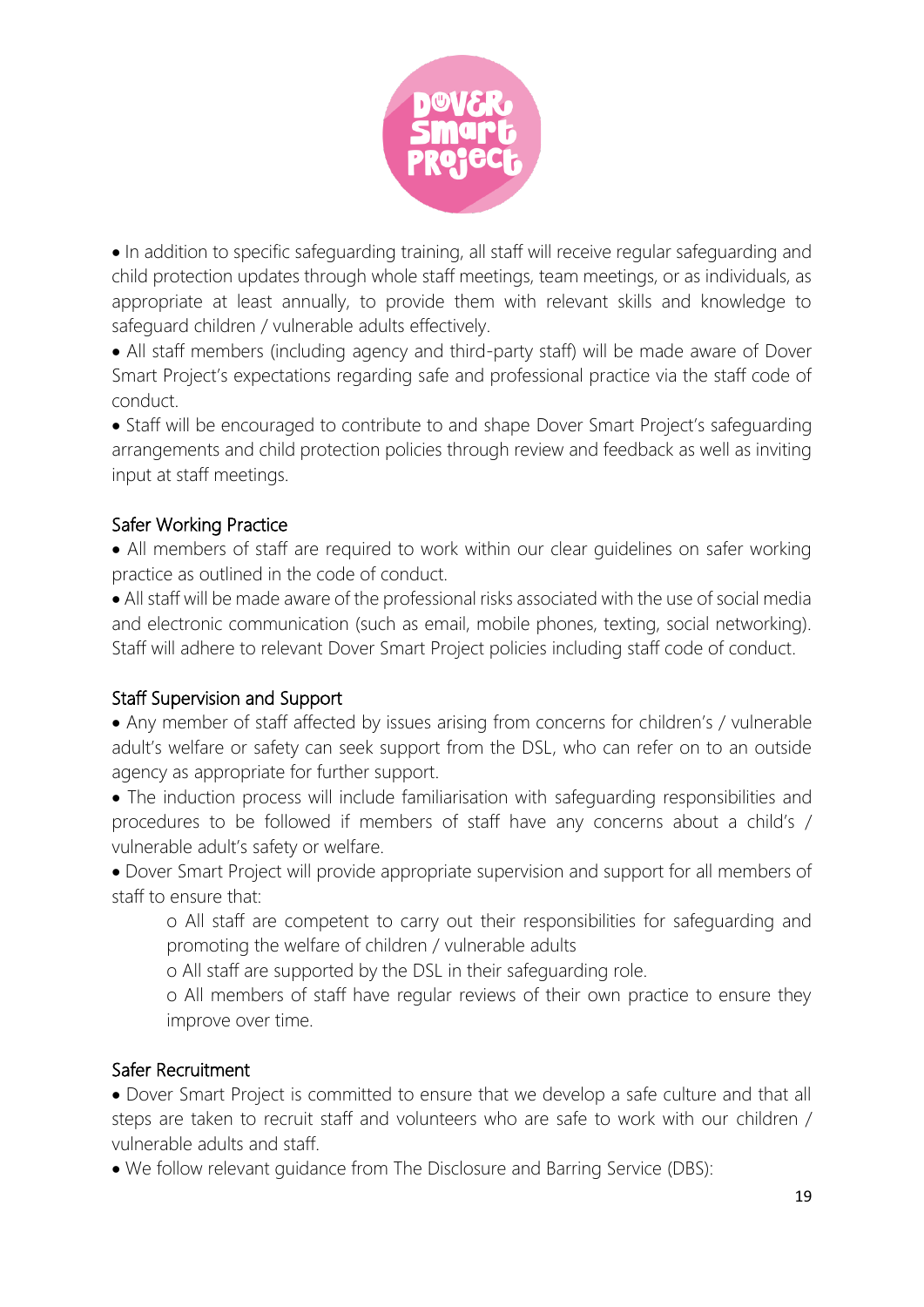- In addition to specific safeguarding training, all staff will receive regular safeguarding and child protection updates through whole staff meetings, team meetings, or as individuals, as appropriate at least annually, to provide them with relevant skills and knowledge to safeguard children / vulnerable adults effectively.
- All staff members (including agency and third-party staff) will be made aware of Dover Smart Project's expectations regarding safe and professional practice via the staff code of conduct.
- Staff will be encouraged to contribute to and shape Dover Smart Project's safeguarding arrangements and child protection policies through review and feedback as well as inviting input at staff meetings.

## Safer Working Practice

- All members of staff are required to work within our clear guidelines on safer working practice as outlined in the code of conduct.
- All staff will be made aware of the professional risks associated with the use of social media and electronic communication (such as email, mobile phones, texting, social networking). Staff will adhere to relevant Dover Smart Project policies including staff code of conduct.

## Staff Supervision and Support

- Any member of staff affected by issues arising from concerns for children's / vulnerable adult's welfare or safety can seek support from the DSL, who can refer on to an outside agency as appropriate for further support.
- The induction process will include familiarisation with safeguarding responsibilities and procedures to be followed if members of staff have any concerns about a child's / vulnerable adult's safety or welfare.
- Dover Smart Project will provide appropriate supervision and support for all members of staff to ensure that:
    - All staff are competent to carry out their responsibilities for safeguarding and promoting the welfare of children / vulnerable adults
    - All staff are supported by the DSL in their safeguarding role.
    - All members of staff have regular reviews of their own practice to ensure they improve over time.

## Safer Recruitment

- Dover Smart Project is committed to ensure that we develop a safe culture and that all steps are taken to recruit staff and volunteers who are safe to work with our children / vulnerable adults and staff.
- We follow relevant guidance from The Disclosure and Barring Service (DBS):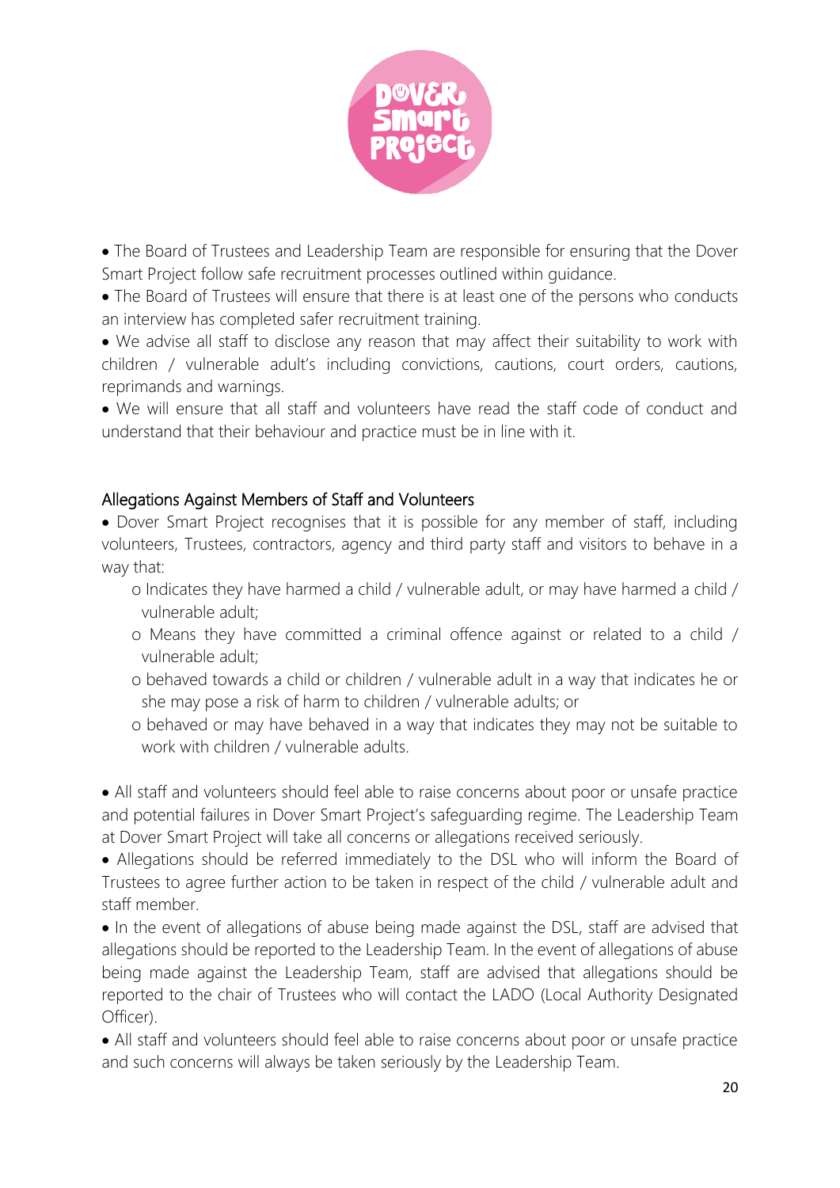- The Board of Trustees and Leadership Team are responsible for ensuring that the Dover Smart Project follow safe recruitment processes outlined within guidance.
- The Board of Trustees will ensure that there is at least one of the persons who conducts an interview has completed safer recruitment training.
- We advise all staff to disclose any reason that may affect their suitability to work with children / vulnerable adult's including convictions, cautions, court orders, cautions, reprimands and warnings.
- We will ensure that all staff and volunteers have read the staff code of conduct and understand that their behaviour and practice must be in line with it.

## Allegations Against Members of Staff and Volunteers

- Dover Smart Project recognises that it is possible for any member of staff, including volunteers, Trustees, contractors, agency and third party staff and visitors to behave in a way that:
    - Indicates they have harmed a child / vulnerable adult, or may have harmed a child / vulnerable adult;
    - Means they have committed a criminal offence against or related to a child / vulnerable adult;
    - behaved towards a child or children / vulnerable adult in a way that indicates he or she may pose a risk of harm to children / vulnerable adults; or
    - behaved or may have behaved in a way that indicates they may not be suitable to work with children / vulnerable adults.

- All staff and volunteers should feel able to raise concerns about poor or unsafe practice and potential failures in Dover Smart Project's safeguarding regime. The Leadership Team at Dover Smart Project will take all concerns or allegations received seriously.
- Allegations should be referred immediately to the DSL who will inform the Board of Trustees to agree further action to be taken in respect of the child / vulnerable adult and staff member.
- In the event of allegations of abuse being made against the DSL, staff are advised that allegations should be reported to the Leadership Team. In the event of allegations of abuse being made against the Leadership Team, staff are advised that allegations should be reported to the chair of Trustees who will contact the LADO (Local Authority Designated Officer).
- All staff and volunteers should feel able to raise concerns about poor or unsafe practice and such concerns will always be taken seriously by the Leadership Team.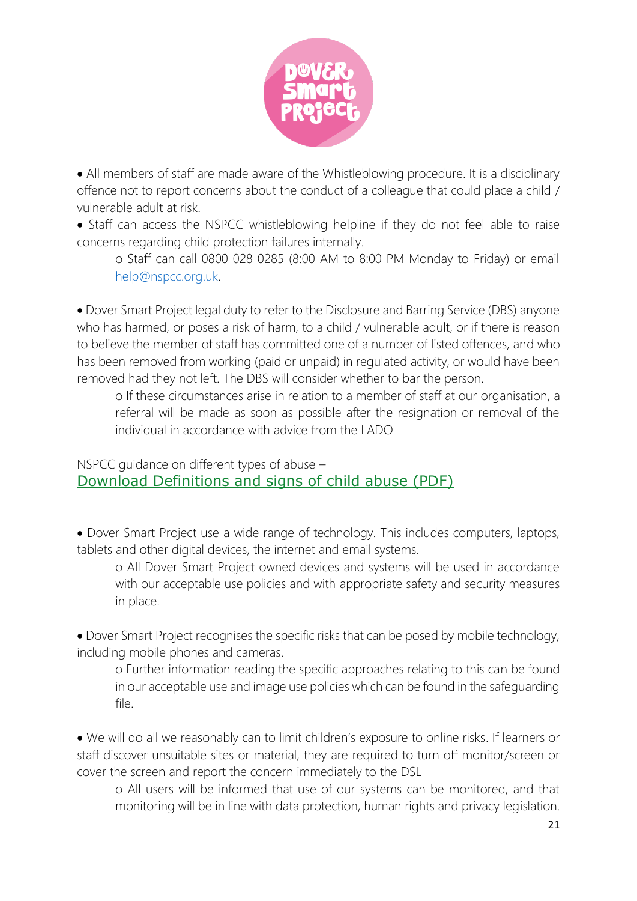- All members of staff are made aware of the Whistleblowing procedure. It is a disciplinary offence not to report concerns about the conduct of a colleague that could place a child / vulnerable adult at risk.
- Staff can access the NSPCC whistleblowing helpline if they do not feel able to raise concerns regarding child protection failures internally.
    - Staff can call 0800 028 0285 (8:00 AM to 8:00 PM Monday to Friday) or email help@nspcc.org.uk.

- Dover Smart Project legal duty to refer to the Disclosure and Barring Service (DBS) anyone who has harmed, or poses a risk of harm, to a child / vulnerable adult, or if there is reason to believe the member of staff has committed one of a number of listed offences, and who has been removed from working (paid or unpaid) in regulated activity, or would have been removed had they not left. The DBS will consider whether to bar the person.
    - If these circumstances arise in relation to a member of staff at our organisation, a referral will be made as soon as possible after the resignation or removal of the individual in accordance with advice from the LADO

NSPCC guidance on different types of abuse –
Download Definitions and signs of child abuse (PDF)

- Dover Smart Project use a wide range of technology. This includes computers, laptops, tablets and other digital devices, the internet and email systems.
    - All Dover Smart Project owned devices and systems will be used in accordance with our acceptable use policies and with appropriate safety and security measures in place.

- Dover Smart Project recognises the specific risks that can be posed by mobile technology, including mobile phones and cameras.
    - Further information reading the specific approaches relating to this can be found in our acceptable use and image use policies which can be found in the safeguarding file.

- We will do all we reasonably can to limit children's exposure to online risks. If learners or staff discover unsuitable sites or material, they are required to turn off monitor/screen or cover the screen and report the concern immediately to the DSL
    - All users will be informed that use of our systems can be monitored, and that monitoring will be in line with data protection, human rights and privacy legislation.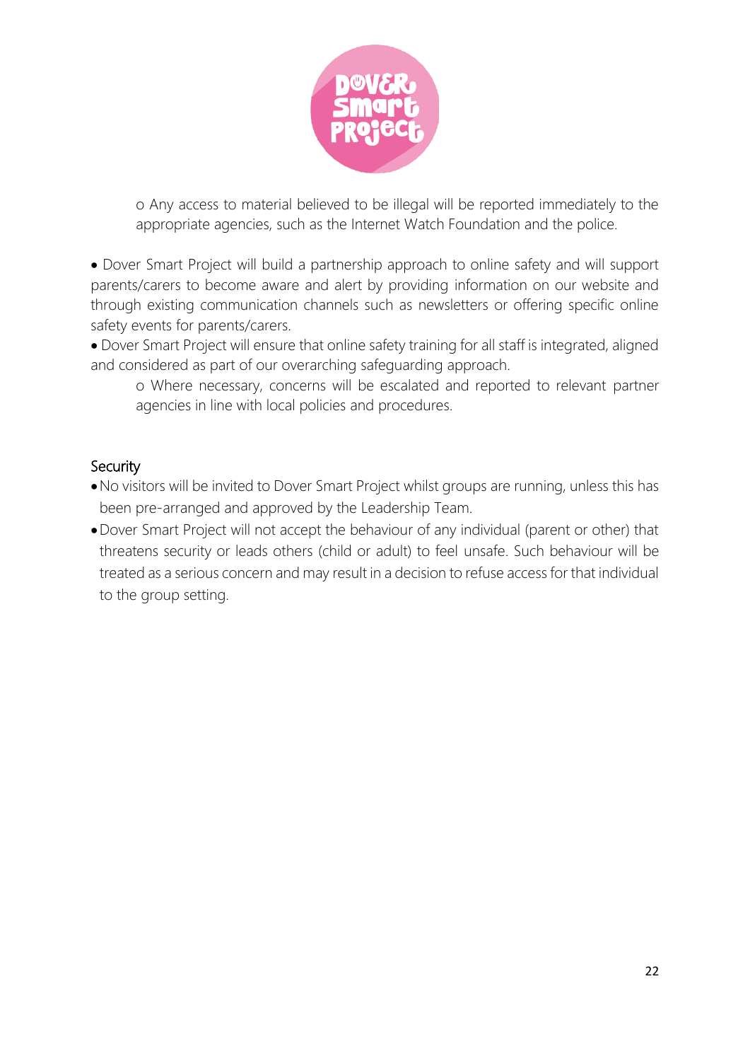- Any access to material believed to be illegal will be reported immediately to the appropriate agencies, such as the Internet Watch Foundation and the police.

- Dover Smart Project will build a partnership approach to online safety and will support parents/carers to become aware and alert by providing information on our website and through existing communication channels such as newsletters or offering specific online safety events for parents/carers.
- Dover Smart Project will ensure that online safety training for all staff is integrated, aligned and considered as part of our overarching safeguarding approach.
  - Where necessary, concerns will be escalated and reported to relevant partner agencies in line with local policies and procedures.

## Security

- No visitors will be invited to Dover Smart Project whilst groups are running, unless this has been pre-arranged and approved by the Leadership Team.
- Dover Smart Project will not accept the behaviour of any individual (parent or other) that threatens security or leads others (child or adult) to feel unsafe. Such behaviour will be treated as a serious concern and may result in a decision to refuse access for that individual to the group setting.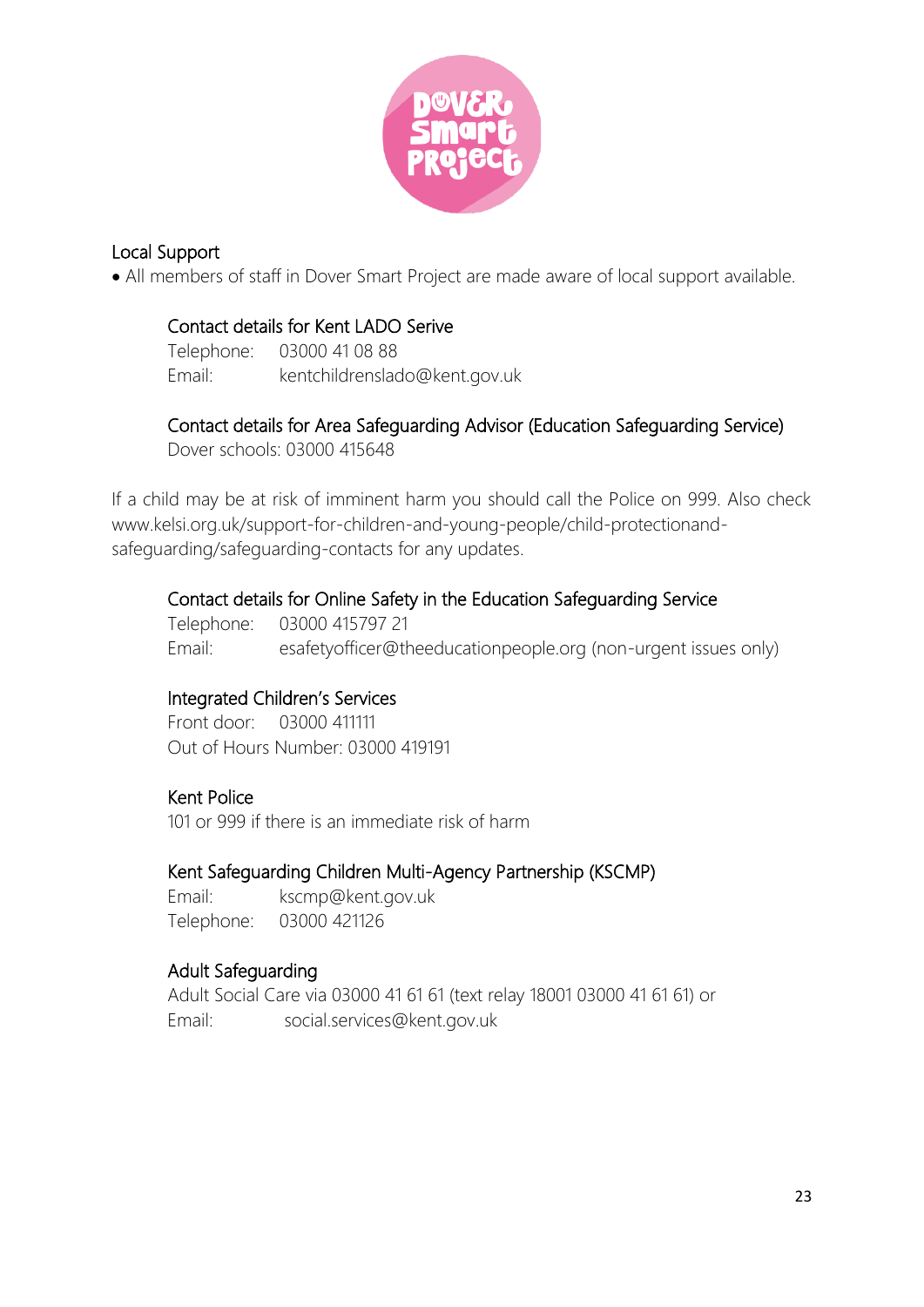## Local Support

- All members of staff in Dover Smart Project are made aware of local support available.

### Contact details for Kent LADO Serive

Telephone: 03000 41 08 88
Email: kentchildrenslado@kent.gov.uk

### Contact details for Area Safeguarding Advisor (Education Safeguarding Service)

Dover schools: 03000 415648

If a child may be at risk of imminent harm you should call the Police on 999. Also check www.kelsi.org.uk/support-for-children-and-young-people/child-protectionand-safeguarding/safeguarding-contacts for any updates.

### Contact details for Online Safety in the Education Safeguarding Service

Telephone: 03000 415797 21
Email: esafetyofficer@theeducationpeople.org (non-urgent issues only)

### Integrated Children's Services

Front door: 03000 411111
Out of Hours Number: 03000 419191

### Kent Police

101 or 999 if there is an immediate risk of harm

### Kent Safeguarding Children Multi-Agency Partnership (KSCMP)

Email: kscmp@kent.gov.uk
Telephone: 03000 421126

### Adult Safeguarding

Adult Social Care via 03000 41 61 61 (text relay 18001 03000 41 61 61) or
Email: social.services@kent.gov.uk